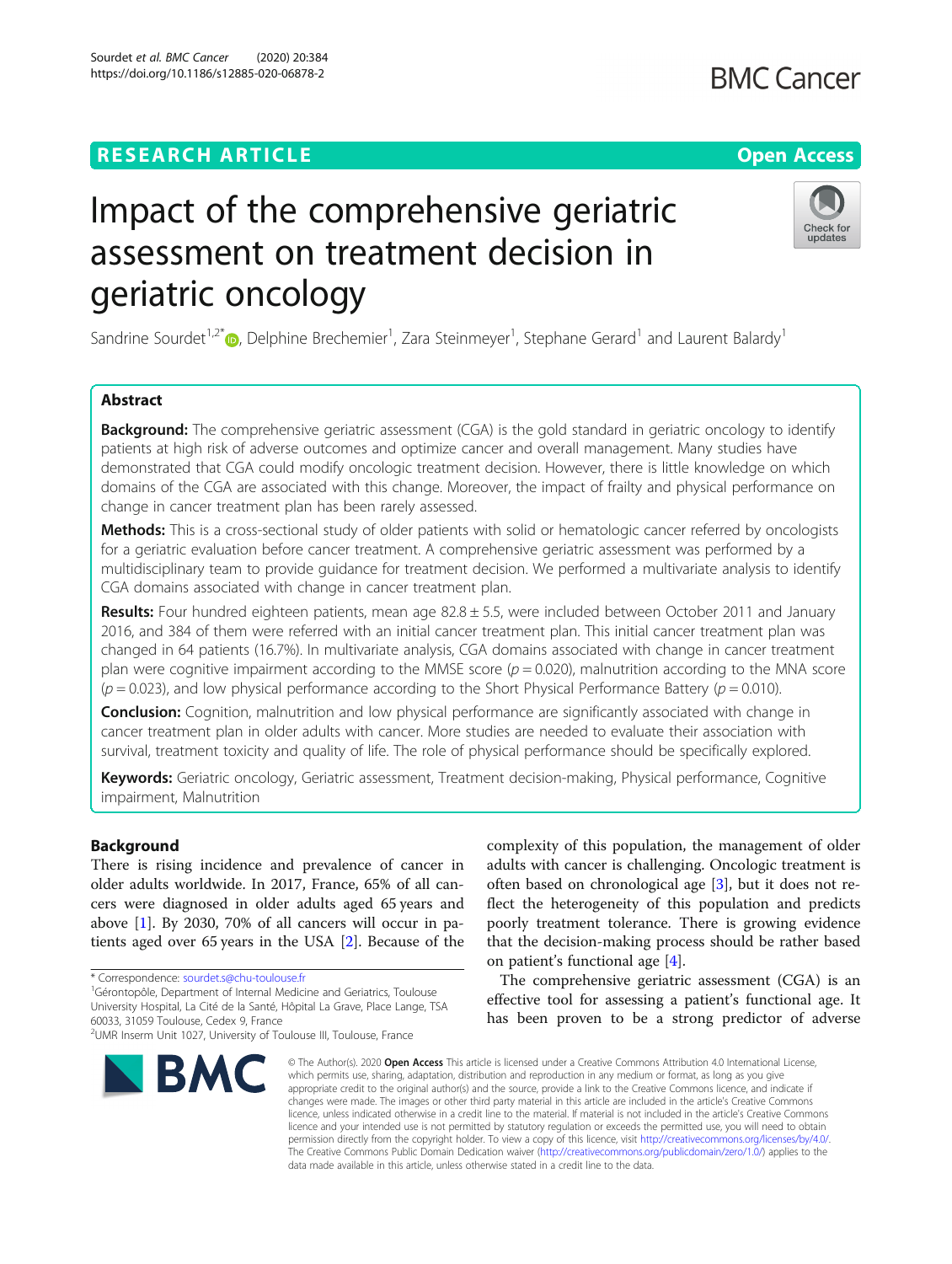RESEARCH ARTICLE

Open Access

# Impact of the comprehensive geriatric assessment on treatment decision in geriatric oncology

Sandrine Sourdet[1,2*], Delphine Brechemier[1], Zara Steinmeyer[1], Stephane Gerard[1] and Laurent Balardy[1]

## Abstract

**Background:** The comprehensive geriatric assessment (CGA) is the gold standard in geriatric oncology to identify patients at high risk of adverse outcomes and optimize cancer and overall management. Many studies have demonstrated that CGA could modify oncologic treatment decision. However, there is little knowledge on which domains of the CGA are associated with this change. Moreover, the impact of frailty and physical performance on change in cancer treatment plan has been rarely assessed.

**Methods:** This is a cross-sectional study of older patients with solid or hematologic cancer referred by oncologists for a geriatric evaluation before cancer treatment. A comprehensive geriatric assessment was performed by a multidisciplinary team to provide guidance for treatment decision. We performed a multivariate analysis to identify CGA domains associated with change in cancer treatment plan.

**Results:** Four hundred eighteen patients, mean age 82.8 ± 5.5, were included between October 2011 and January 2016, and 384 of them were referred with an initial cancer treatment plan. This initial cancer treatment plan was changed in 64 patients (16.7%). In multivariate analysis, CGA domains associated with change in cancer treatment plan were cognitive impairment according to the MMSE score ($p = 0.020$), malnutrition according to the MNA score ($p = 0.023$), and low physical performance according to the Short Physical Performance Battery ($p = 0.010$).

**Conclusion:** Cognition, malnutrition and low physical performance are significantly associated with change in cancer treatment plan in older adults with cancer. More studies are needed to evaluate their association with survival, treatment toxicity and quality of life. The role of physical performance should be specifically explored.

**Keywords:** Geriatric oncology, Geriatric assessment, Treatment decision-making, Physical performance, Cognitive impairment, Malnutrition

## Background

There is rising incidence and prevalence of cancer in older adults worldwide. In 2017, France, 65% of all cancers were diagnosed in older adults aged 65 years and above [1]. By 2030, 70% of all cancers will occur in patients aged over 65 years in the USA [2]. Because of the complexity of this population, the management of older adults with cancer is challenging. Oncologic treatment is often based on chronological age [3], but it does not reflect the heterogeneity of this population and predicts poorly treatment tolerance. There is growing evidence that the decision-making process should be rather based on patient's functional age [4].

The comprehensive geriatric assessment (CGA) is an effective tool for assessing a patient's functional age. It has been proven to be a strong predictor of adverse

\* Correspondence: sourdet.s@chu-toulouse.fr
[1]Gérontopôle, Department of Internal Medicine and Geriatrics, Toulouse University Hospital, La Cité de la Santé, Hôpital La Grave, Place Lange, TSA 60033, 31059 Toulouse, Cedex 9, France
[2]UMR Inserm Unit 1027, University of Toulouse III, Toulouse, France

© The Author(s). 2020 **Open Access** This article is licensed under a Creative Commons Attribution 4.0 International License, which permits use, sharing, adaptation, distribution and reproduction in any medium or format, as long as you give appropriate credit to the original author(s) and the source, provide a link to the Creative Commons licence, and indicate if changes were made. The images or other third party material in this article are included in the article's Creative Commons licence, unless indicated otherwise in a credit line to the material. If material is not included in the article's Creative Commons licence and your intended use is not permitted by statutory regulation or exceeds the permitted use, you will need to obtain permission directly from the copyright holder. To view a copy of this licence, visit http://creativecommons.org/licenses/by/4.0/. The Creative Commons Public Domain Dedication waiver (http://creativecommons.org/publicdomain/zero/1.0/) applies to the data made available in this article, unless otherwise stated in a credit line to the data.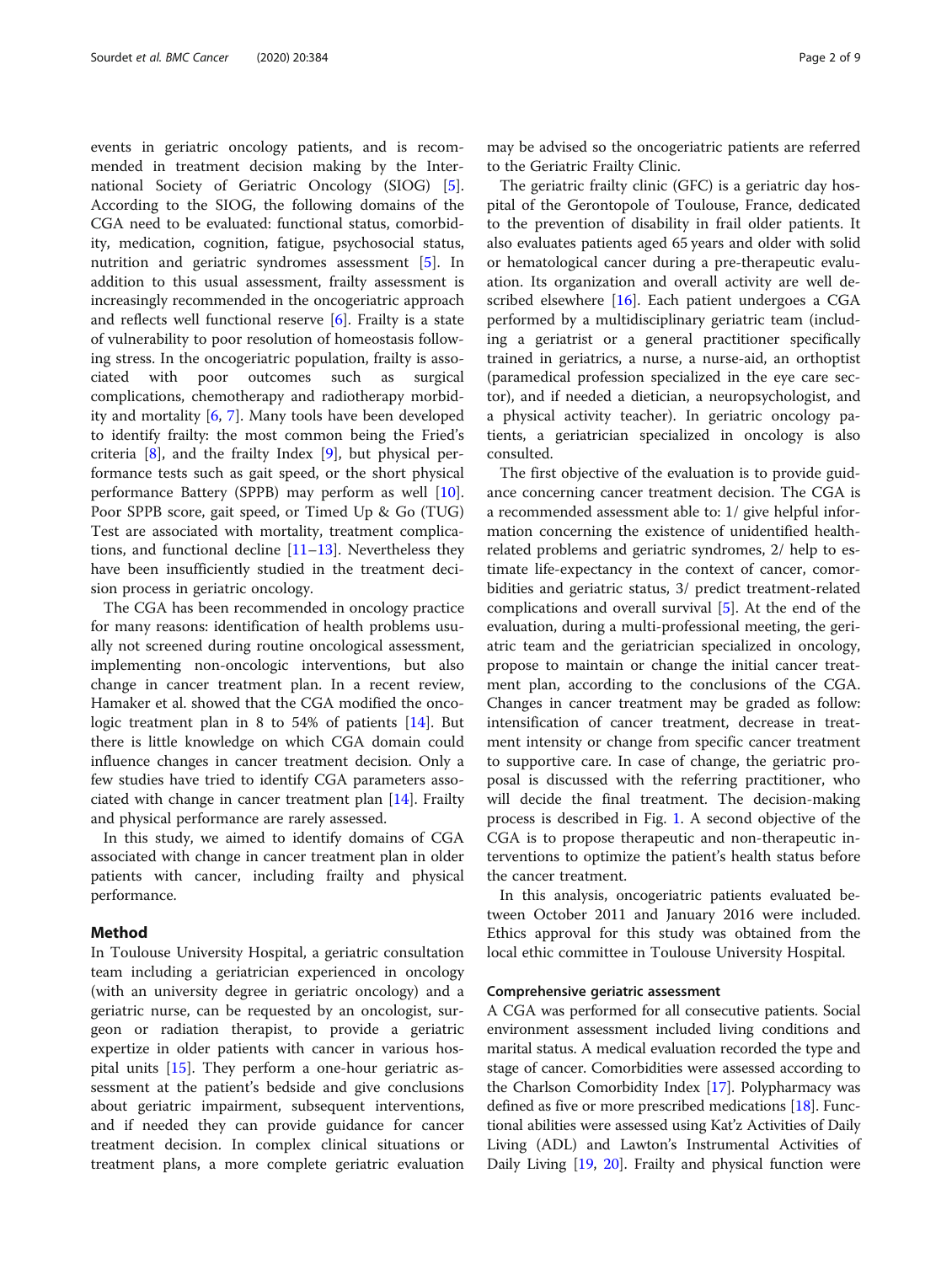events in geriatric oncology patients, and is recommended in treatment decision making by the International Society of Geriatric Oncology (SIOG) [5]. According to the SIOG, the following domains of the CGA need to be evaluated: functional status, comorbidity, medication, cognition, fatigue, psychosocial status, nutrition and geriatric syndromes assessment [5]. In addition to this usual assessment, frailty assessment is increasingly recommended in the oncogeriatric approach and reflects well functional reserve [6]. Frailty is a state of vulnerability to poor resolution of homeostasis following stress. In the oncogeriatric population, frailty is associated with poor outcomes such as surgical complications, chemotherapy and radiotherapy morbidity and mortality [6, 7]. Many tools have been developed to identify frailty: the most common being the Fried's criteria [8], and the frailty Index [9], but physical performance tests such as gait speed, or the short physical performance Battery (SPPB) may perform as well [10]. Poor SPPB score, gait speed, or Timed Up & Go (TUG) Test are associated with mortality, treatment complications, and functional decline [11–13]. Nevertheless they have been insufficiently studied in the treatment decision process in geriatric oncology.

The CGA has been recommended in oncology practice for many reasons: identification of health problems usually not screened during routine oncological assessment, implementing non-oncologic interventions, but also change in cancer treatment plan. In a recent review, Hamaker et al. showed that the CGA modified the oncologic treatment plan in 8 to 54% of patients [14]. But there is little knowledge on which CGA domain could influence changes in cancer treatment decision. Only a few studies have tried to identify CGA parameters associated with change in cancer treatment plan [14]. Frailty and physical performance are rarely assessed.

In this study, we aimed to identify domains of CGA associated with change in cancer treatment plan in older patients with cancer, including frailty and physical performance.

## Method

In Toulouse University Hospital, a geriatric consultation team including a geriatrician experienced in oncology (with an university degree in geriatric oncology) and a geriatric nurse, can be requested by an oncologist, surgeon or radiation therapist, to provide a geriatric expertize in older patients with cancer in various hospital units [15]. They perform a one-hour geriatric assessment at the patient's bedside and give conclusions about geriatric impairment, subsequent interventions, and if needed they can provide guidance for cancer treatment decision. In complex clinical situations or treatment plans, a more complete geriatric evaluation may be advised so the oncogeriatric patients are referred to the Geriatric Frailty Clinic.

The geriatric frailty clinic (GFC) is a geriatric day hospital of the Gerontopole of Toulouse, France, dedicated to the prevention of disability in frail older patients. It also evaluates patients aged 65 years and older with solid or hematological cancer during a pre-therapeutic evaluation. Its organization and overall activity are well described elsewhere [16]. Each patient undergoes a CGA performed by a multidisciplinary geriatric team (including a geriatrist or a general practitioner specifically trained in geriatrics, a nurse, a nurse-aid, an orthoptist (paramedical profession specialized in the eye care sector), and if needed a dietician, a neuropsychologist, and a physical activity teacher). In geriatric oncology patients, a geriatrician specialized in oncology is also consulted.

The first objective of the evaluation is to provide guidance concerning cancer treatment decision. The CGA is a recommended assessment able to: 1/ give helpful information concerning the existence of unidentified health-related problems and geriatric syndromes, 2/ help to estimate life-expectancy in the context of cancer, comorbidities and geriatric status, 3/ predict treatment-related complications and overall survival [5]. At the end of the evaluation, during a multi-professional meeting, the geriatric team and the geriatrician specialized in oncology, propose to maintain or change the initial cancer treatment plan, according to the conclusions of the CGA. Changes in cancer treatment may be graded as follow: intensification of cancer treatment, decrease in treatment intensity or change from specific cancer treatment to supportive care. In case of change, the geriatric proposal is discussed with the referring practitioner, who will decide the final treatment. The decision-making process is described in Fig. 1. A second objective of the CGA is to propose therapeutic and non-therapeutic interventions to optimize the patient's health status before the cancer treatment.

In this analysis, oncogeriatric patients evaluated between October 2011 and January 2016 were included. Ethics approval for this study was obtained from the local ethic committee in Toulouse University Hospital.

### Comprehensive geriatric assessment

A CGA was performed for all consecutive patients. Social environment assessment included living conditions and marital status. A medical evaluation recorded the type and stage of cancer. Comorbidities were assessed according to the Charlson Comorbidity Index [17]. Polypharmacy was defined as five or more prescribed medications [18]. Functional abilities were assessed using Kat'z Activities of Daily Living (ADL) and Lawton's Instrumental Activities of Daily Living [19, 20]. Frailty and physical function were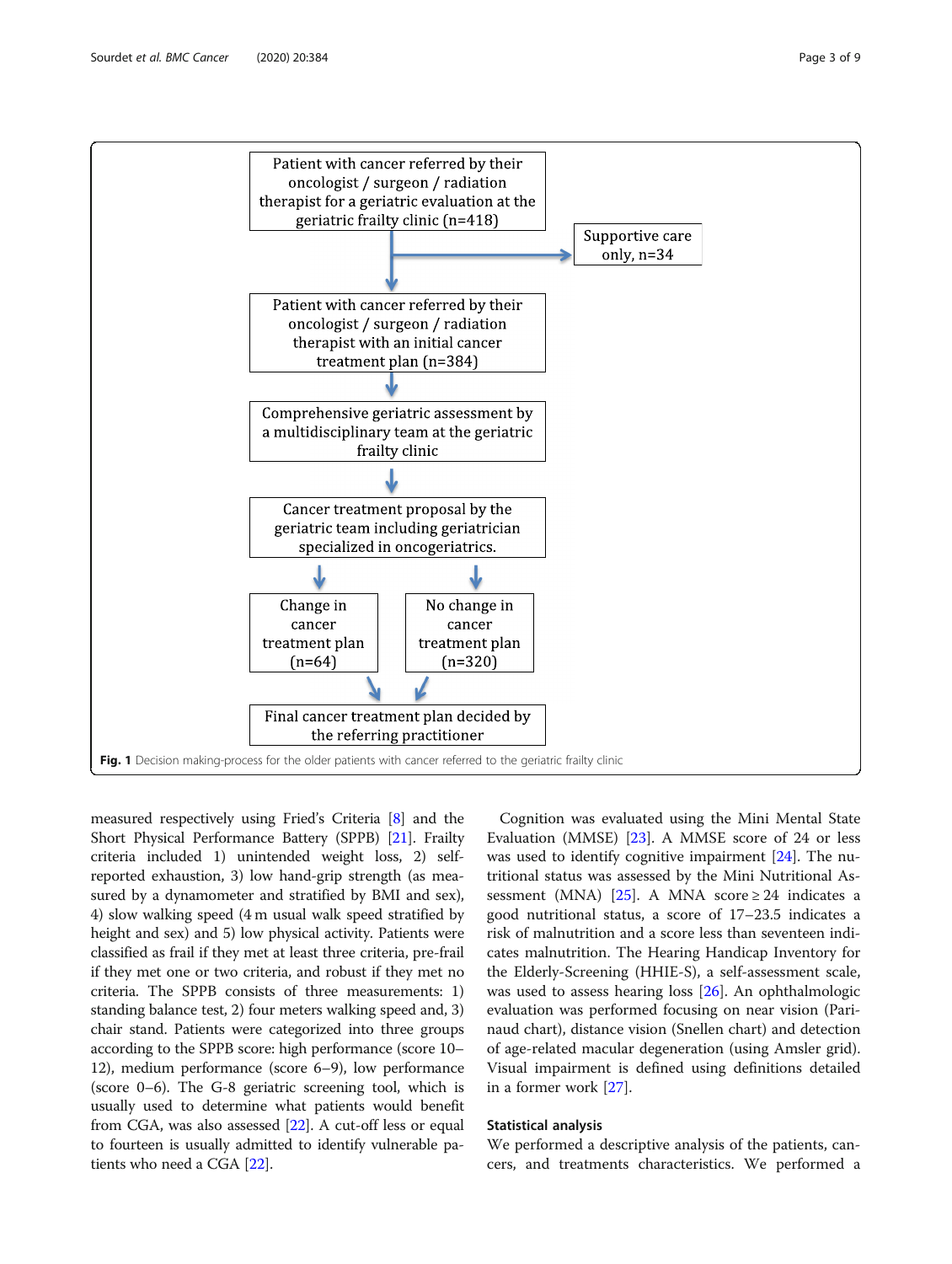Patient with cancer referred by their oncologist / surgeon / radiation therapist for a geriatric evaluation at the geriatric frailty clinic (n=418)

Supportive care only, n=34

Patient with cancer referred by their oncologist / surgeon / radiation therapist with an initial cancer treatment plan (n=384)

Comprehensive geriatric assessment by a multidisciplinary team at the geriatric frailty clinic

Cancer treatment proposal by the geriatric team including geriatrician specialized in oncogeriatrics.

Change in cancer treatment plan (n=64)

No change in cancer treatment plan (n=320)

Final cancer treatment plan decided by the referring practitioner

**Fig. 1** Decision making-process for the older patients with cancer referred to the geriatric frailty clinic

measured respectively using Fried's Criteria [8] and the Short Physical Performance Battery (SPPB) [21]. Frailty criteria included 1) unintended weight loss, 2) self-reported exhaustion, 3) low hand-grip strength (as measured by a dynamometer and stratified by BMI and sex), 4) slow walking speed (4 m usual walk speed stratified by height and sex) and 5) low physical activity. Patients were classified as frail if they met at least three criteria, pre-frail if they met one or two criteria, and robust if they met no criteria. The SPPB consists of three measurements: 1) standing balance test, 2) four meters walking speed and, 3) chair stand. Patients were categorized into three groups according to the SPPB score: high performance (score 10–12), medium performance (score 6–9), low performance (score 0–6). The G-8 geriatric screening tool, which is usually used to determine what patients would benefit from CGA, was also assessed [22]. A cut-off less or equal to fourteen is usually admitted to identify vulnerable patients who need a CGA [22].

Cognition was evaluated using the Mini Mental State Evaluation (MMSE) [23]. A MMSE score of 24 or less was used to identify cognitive impairment [24]. The nutritional status was assessed by the Mini Nutritional Assessment (MNA) [25]. A MNA score ≥ 24 indicates a good nutritional status, a score of 17–23.5 indicates a risk of malnutrition and a score less than seventeen indicates malnutrition. The Hearing Handicap Inventory for the Elderly-Screening (HHIE-S), a self-assessment scale, was used to assess hearing loss [26]. An ophthalmologic evaluation was performed focusing on near vision (Parinaud chart), distance vision (Snellen chart) and detection of age-related macular degeneration (using Amsler grid). Visual impairment is defined using definitions detailed in a former work [27].

### Statistical analysis

We performed a descriptive analysis of the patients, cancers, and treatments characteristics. We performed a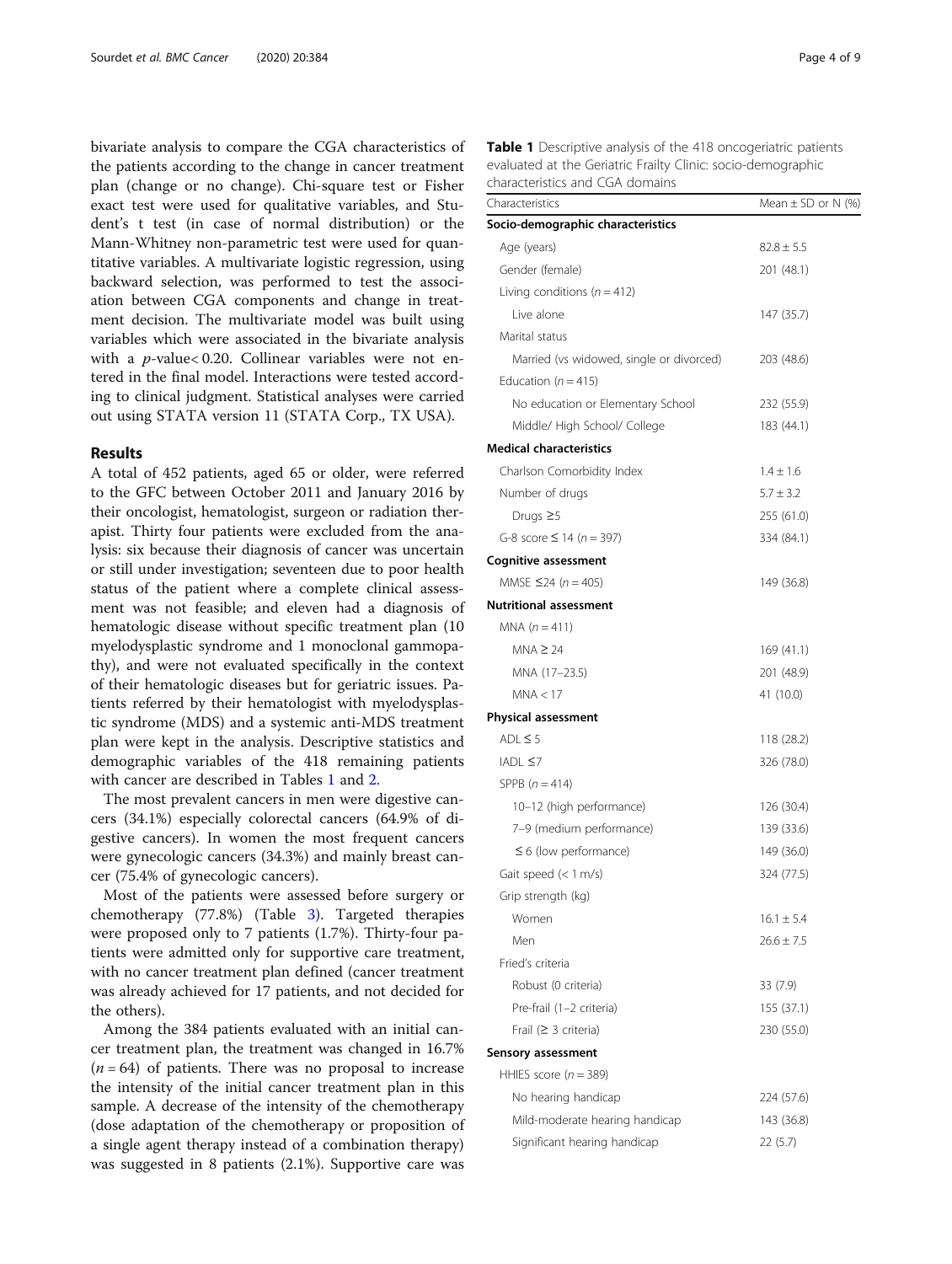bivariate analysis to compare the CGA characteristics of the patients according to the change in cancer treatment plan (change or no change). Chi-square test or Fisher exact test were used for qualitative variables, and Student's t test (in case of normal distribution) or the Mann-Whitney non-parametric test were used for quantitative variables. A multivariate logistic regression, using backward selection, was performed to test the association between CGA components and change in treatment decision. The multivariate model was built using variables which were associated in the bivariate analysis with a *p*-value< 0.20. Collinear variables were not entered in the final model. Interactions were tested according to clinical judgment. Statistical analyses were carried out using STATA version 11 (STATA Corp., TX USA).

## Results

A total of 452 patients, aged 65 or older, were referred to the GFC between October 2011 and January 2016 by their oncologist, hematologist, surgeon or radiation therapist. Thirty four patients were excluded from the analysis: six because their diagnosis of cancer was uncertain or still under investigation; seventeen due to poor health status of the patient where a complete clinical assessment was not feasible; and eleven had a diagnosis of hematologic disease without specific treatment plan (10 myelodysplastic syndrome and 1 monoclonal gammopathy), and were not evaluated specifically in the context of their hematologic diseases but for geriatric issues. Patients referred by their hematologist with myelodysplastic syndrome (MDS) and a systemic anti-MDS treatment plan were kept in the analysis. Descriptive statistics and demographic variables of the 418 remaining patients with cancer are described in Tables 1 and 2.

The most prevalent cancers in men were digestive cancers (34.1%) especially colorectal cancers (64.9% of digestive cancers). In women the most frequent cancers were gynecologic cancers (34.3%) and mainly breast cancer (75.4% of gynecologic cancers).

Most of the patients were assessed before surgery or chemotherapy (77.8%) (Table 3). Targeted therapies were proposed only to 7 patients (1.7%). Thirty-four patients were admitted only for supportive care treatment, with no cancer treatment plan defined (cancer treatment was already achieved for 17 patients, and not decided for the others).

Among the 384 patients evaluated with an initial cancer treatment plan, the treatment was changed in 16.7% (*n* = 64) of patients. There was no proposal to increase the intensity of the initial cancer treatment plan in this sample. A decrease of the intensity of the chemotherapy (dose adaptation of the chemotherapy or proposition of a single agent therapy instead of a combination therapy) was suggested in 8 patients (2.1%). Supportive care was

**Table 1** Descriptive analysis of the 418 oncogeriatric patients evaluated at the Geriatric Frailty Clinic: socio-demographic characteristics and CGA domains

| Characteristics | Mean ± SD or N (%) |
|---|---|
| **Socio-demographic characteristics** | |
| Age (years) | 82.8 ± 5.5 |
| Gender (female) | 201 (48.1) |
| Living conditions (*n* = 412) | |
| Live alone | 147 (35.7) |
| Marital status | |
| Married (vs widowed, single or divorced) | 203 (48.6) |
| Education (*n* = 415) | |
| No education or Elementary School | 232 (55.9) |
| Middle/ High School/ College | 183 (44.1) |
| **Medical characteristics** | |
| Charlson Comorbidity Index | 1.4 ± 1.6 |
| Number of drugs | 5.7 ± 3.2 |
| Drugs ≥5 | 255 (61.0) |
| G-8 score ≤ 14 (*n* = 397) | 334 (84.1) |
| **Cognitive assessment** | |
| MMSE ≤24 (*n* = 405) | 149 (36.8) |
| **Nutritional assessment** | |
| MNA (*n* = 411) | |
| MNA ≥ 24 | 169 (41.1) |
| MNA (17–23.5) | 201 (48.9) |
| MNA < 17 | 41 (10.0) |
| **Physical assessment** | |
| ADL ≤ 5 | 118 (28.2) |
| IADL ≤7 | 326 (78.0) |
| SPPB (*n* = 414) | |
| 10–12 (high performance) | 126 (30.4) |
| 7–9 (medium performance) | 139 (33.6) |
| ≤ 6 (low performance) | 149 (36.0) |
| Gait speed (< 1 m/s) | 324 (77.5) |
| Grip strength (kg) | |
| Women | 16.1 ± 5.4 |
| Men | 26.6 ± 7.5 |
| Fried's criteria | |
| Robust (0 criteria) | 33 (7.9) |
| Pre-frail (1–2 criteria) | 155 (37.1) |
| Frail (≥ 3 criteria) | 230 (55.0) |
| **Sensory assessment** | |
| HHIES score (*n* = 389) | |
| No hearing handicap | 224 (57.6) |
| Mild-moderate hearing handicap | 143 (36.8) |
| Significant hearing handicap | 22 (5.7) |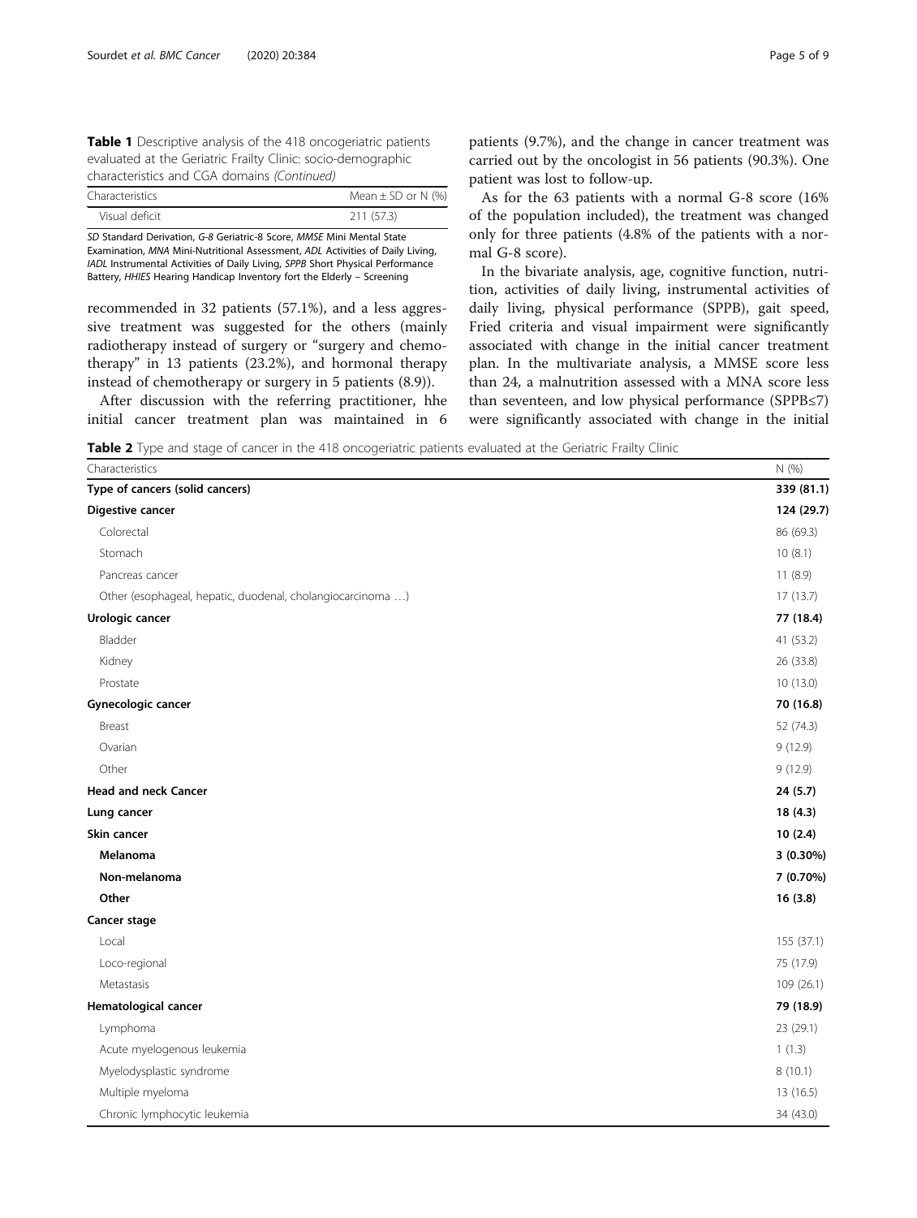**Table 1** Descriptive analysis of the 418 oncogeriatric patients evaluated at the Geriatric Frailty Clinic: socio-demographic characteristics and CGA domains *(Continued)*

| Characteristics | Mean ± SD or N (%) |
|---|---|
| Visual deficit | 211 (57.3) |

*SD* Standard Derivation, *G-8* Geriatric-8 Score, *MMSE* Mini Mental State Examination, *MNA* Mini-Nutritional Assessment, *ADL* Activities of Daily Living, *IADL* Instrumental Activities of Daily Living, *SPPB* Short Physical Performance Battery, *HHIES* Hearing Handicap Inventory fort the Elderly – Screening

recommended in 32 patients (57.1%), and a less aggressive treatment was suggested for the others (mainly radiotherapy instead of surgery or "surgery and chemotherapy" in 13 patients (23.2%), and hormonal therapy instead of chemotherapy or surgery in 5 patients (8.9)).

After discussion with the referring practitioner, hhe initial cancer treatment plan was maintained in 6 patients (9.7%), and the change in cancer treatment was carried out by the oncologist in 56 patients (90.3%). One patient was lost to follow-up.

As for the 63 patients with a normal G-8 score (16% of the population included), the treatment was changed only for three patients (4.8% of the patients with a normal G-8 score).

In the bivariate analysis, age, cognitive function, nutrition, activities of daily living, instrumental activities of daily living, physical performance (SPPB), gait speed, Fried criteria and visual impairment were significantly associated with change in the initial cancer treatment plan. In the multivariate analysis, a MMSE score less than 24, a malnutrition assessed with a MNA score less than seventeen, and low physical performance (SPPB≤7) were significantly associated with change in the initial

**Table 2** Type and stage of cancer in the 418 oncogeriatric patients evaluated at the Geriatric Frailty Clinic

| Characteristics | N (%) |
|---|---|
| **Type of cancers (solid cancers)** | **339 (81.1)** |
| **Digestive cancer** | **124 (29.7)** |
| Colorectal | 86 (69.3) |
| Stomach | 10 (8.1) |
| Pancreas cancer | 11 (8.9) |
| Other (esophageal, hepatic, duodenal, cholangiocarcinoma …) | 17 (13.7) |
| **Urologic cancer** | **77 (18.4)** |
| Bladder | 41 (53.2) |
| Kidney | 26 (33.8) |
| Prostate | 10 (13.0) |
| **Gynecologic cancer** | **70 (16.8)** |
| Breast | 52 (74.3) |
| Ovarian | 9 (12.9) |
| Other | 9 (12.9) |
| **Head and neck Cancer** | **24 (5.7)** |
| **Lung cancer** | **18 (4.3)** |
| **Skin cancer** | **10 (2.4)** |
| **Melanoma** | **3 (0.30%)** |
| **Non-melanoma** | **7 (0.70%)** |
| **Other** | **16 (3.8)** |
| **Cancer stage** | |
| Local | 155 (37.1) |
| Loco-regional | 75 (17.9) |
| Metastasis | 109 (26.1) |
| **Hematological cancer** | **79 (18.9)** |
| Lymphoma | 23 (29.1) |
| Acute myelogenous leukemia | 1 (1.3) |
| Myelodysplastic syndrome | 8 (10.1) |
| Multiple myeloma | 13 (16.5) |
| Chronic lymphocytic leukemia | 34 (43.0) |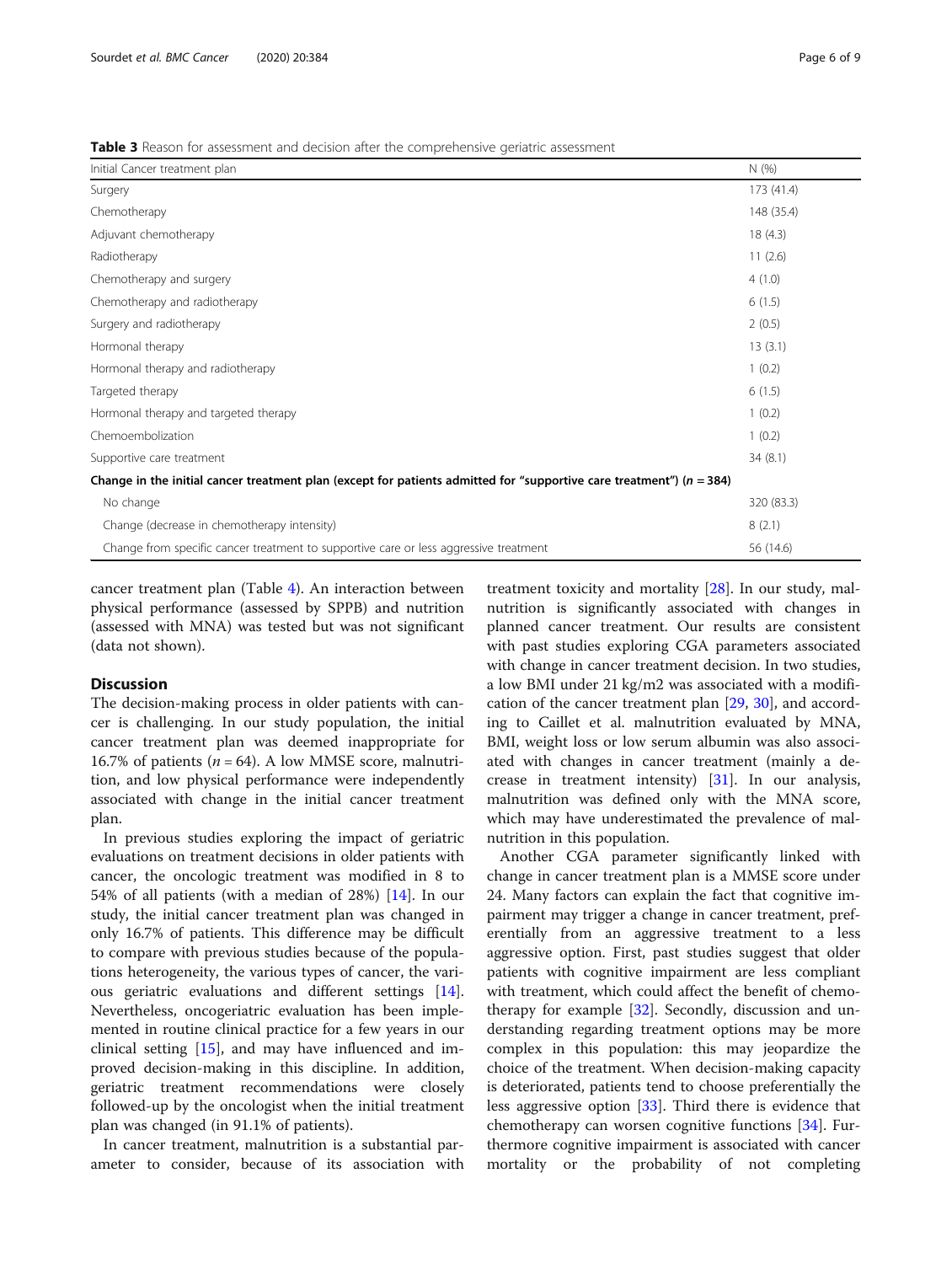**Table 3** Reason for assessment and decision after the comprehensive geriatric assessment

| Initial Cancer treatment plan | N (%) |
|---|---|
| Surgery | 173 (41.4) |
| Chemotherapy | 148 (35.4) |
| Adjuvant chemotherapy | 18 (4.3) |
| Radiotherapy | 11 (2.6) |
| Chemotherapy and surgery | 4 (1.0) |
| Chemotherapy and radiotherapy | 6 (1.5) |
| Surgery and radiotherapy | 2 (0.5) |
| Hormonal therapy | 13 (3.1) |
| Hormonal therapy and radiotherapy | 1 (0.2) |
| Targeted therapy | 6 (1.5) |
| Hormonal therapy and targeted therapy | 1 (0.2) |
| Chemoembolization | 1 (0.2) |
| Supportive care treatment | 34 (8.1) |
| **Change in the initial cancer treatment plan (except for patients admitted for "supportive care treatment") ($n$ = 384)** | |
| No change | 320 (83.3) |
| Change (decrease in chemotherapy intensity) | 8 (2.1) |
| Change from specific cancer treatment to supportive care or less aggressive treatment | 56 (14.6) |

cancer treatment plan (Table 4). An interaction between physical performance (assessed by SPPB) and nutrition (assessed with MNA) was tested but was not significant (data not shown).

## Discussion

The decision-making process in older patients with cancer is challenging. In our study population, the initial cancer treatment plan was deemed inappropriate for 16.7% of patients ($n$ = 64). A low MMSE score, malnutrition, and low physical performance were independently associated with change in the initial cancer treatment plan.

In previous studies exploring the impact of geriatric evaluations on treatment decisions in older patients with cancer, the oncologic treatment was modified in 8 to 54% of all patients (with a median of 28%) [14]. In our study, the initial cancer treatment plan was changed in only 16.7% of patients. This difference may be difficult to compare with previous studies because of the populations heterogeneity, the various types of cancer, the various geriatric evaluations and different settings [14]. Nevertheless, oncogeriatric evaluation has been implemented in routine clinical practice for a few years in our clinical setting [15], and may have influenced and improved decision-making in this discipline. In addition, geriatric treatment recommendations were closely followed-up by the oncologist when the initial treatment plan was changed (in 91.1% of patients).

In cancer treatment, malnutrition is a substantial parameter to consider, because of its association with treatment toxicity and mortality [28]. In our study, malnutrition is significantly associated with changes in planned cancer treatment. Our results are consistent with past studies exploring CGA parameters associated with change in cancer treatment decision. In two studies, a low BMI under 21 kg/m2 was associated with a modification of the cancer treatment plan [29, 30], and according to Caillet et al. malnutrition evaluated by MNA, BMI, weight loss or low serum albumin was also associated with changes in cancer treatment (mainly a decrease in treatment intensity) [31]. In our analysis, malnutrition was defined only with the MNA score, which may have underestimated the prevalence of malnutrition in this population.

Another CGA parameter significantly linked with change in cancer treatment plan is a MMSE score under 24. Many factors can explain the fact that cognitive impairment may trigger a change in cancer treatment, preferentially from an aggressive treatment to a less aggressive option. First, past studies suggest that older patients with cognitive impairment are less compliant with treatment, which could affect the benefit of chemotherapy for example [32]. Secondly, discussion and understanding regarding treatment options may be more complex in this population: this may jeopardize the choice of the treatment. When decision-making capacity is deteriorated, patients tend to choose preferentially the less aggressive option [33]. Third there is evidence that chemotherapy can worsen cognitive functions [34]. Furthermore cognitive impairment is associated with cancer mortality or the probability of not completing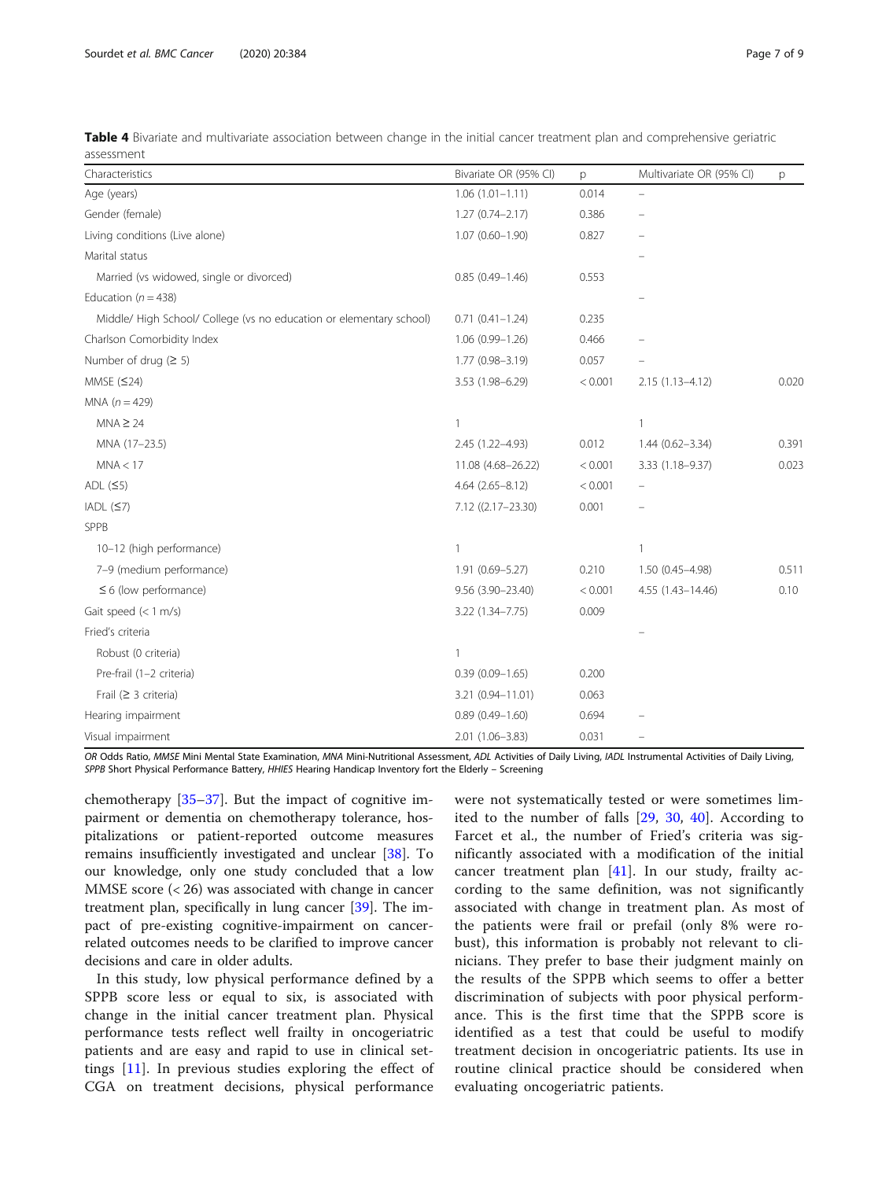**Table 4** Bivariate and multivariate association between change in the initial cancer treatment plan and comprehensive geriatric assessment

| Characteristics | Bivariate OR (95% CI) | p | Multivariate OR (95% CI) | p |
|---|---|---|---|---|
| Age (years) | 1.06 (1.01–1.11) | 0.014 | – | |
| Gender (female) | 1.27 (0.74–2.17) | 0.386 | – | |
| Living conditions (Live alone) | 1.07 (0.60–1.90) | 0.827 | – | |
| Marital status | | | – | |
| Married (vs widowed, single or divorced) | 0.85 (0.49–1.46) | 0.553 | | |
| Education (n = 438) | | | – | |
| Middle/ High School/ College (vs no education or elementary school) | 0.71 (0.41–1.24) | 0.235 | | |
| Charlson Comorbidity Index | 1.06 (0.99–1.26) | 0.466 | – | |
| Number of drug (≥ 5) | 1.77 (0.98–3.19) | 0.057 | – | |
| MMSE (≤24) | 3.53 (1.98–6.29) | < 0.001 | 2.15 (1.13–4.12) | 0.020 |
| MNA (n = 429) | | | | |
| MNA ≥ 24 | 1 | | 1 | |
| MNA (17–23.5) | 2.45 (1.22–4.93) | 0.012 | 1.44 (0.62–3.34) | 0.391 |
| MNA < 17 | 11.08 (4.68–26.22) | < 0.001 | 3.33 (1.18–9.37) | 0.023 |
| ADL (≤5) | 4.64 (2.65–8.12) | < 0.001 | – | |
| IADL (≤7) | 7.12 ((2.17–23.30) | 0.001 | – | |
| SPPB | | | | |
| 10–12 (high performance) | 1 | | 1 | |
| 7–9 (medium performance) | 1.91 (0.69–5.27) | 0.210 | 1.50 (0.45–4.98) | 0.511 |
| ≤ 6 (low performance) | 9.56 (3.90–23.40) | < 0.001 | 4.55 (1.43–14.46) | 0.10 |
| Gait speed (< 1 m/s) | 3.22 (1.34–7.75) | 0.009 | | |
| Fried's criteria | | | – | |
| Robust (0 criteria) | 1 | | | |
| Pre-frail (1–2 criteria) | 0.39 (0.09–1.65) | 0.200 | | |
| Frail (≥ 3 criteria) | 3.21 (0.94–11.01) | 0.063 | | |
| Hearing impairment | 0.89 (0.49–1.60) | 0.694 | – | |
| Visual impairment | 2.01 (1.06–3.83) | 0.031 | – | |

*OR* Odds Ratio, *MMSE* Mini Mental State Examination, *MNA* Mini-Nutritional Assessment, *ADL* Activities of Daily Living, *IADL* Instrumental Activities of Daily Living, *SPPB* Short Physical Performance Battery, *HHIES* Hearing Handicap Inventory fort the Elderly – Screening

chemotherapy [35–37]. But the impact of cognitive impairment or dementia on chemotherapy tolerance, hospitalizations or patient-reported outcome measures remains insufficiently investigated and unclear [38]. To our knowledge, only one study concluded that a low MMSE score (< 26) was associated with change in cancer treatment plan, specifically in lung cancer [39]. The impact of pre-existing cognitive-impairment on cancer-related outcomes needs to be clarified to improve cancer decisions and care in older adults.

In this study, low physical performance defined by a SPPB score less or equal to six, is associated with change in the initial cancer treatment plan. Physical performance tests reflect well frailty in oncogeriatric patients and are easy and rapid to use in clinical settings [11]. In previous studies exploring the effect of CGA on treatment decisions, physical performance were not systematically tested or were sometimes limited to the number of falls [29, 30, 40]. According to Farcet et al., the number of Fried's criteria was significantly associated with a modification of the initial cancer treatment plan [41]. In our study, frailty according to the same definition, was not significantly associated with change in treatment plan. As most of the patients were frail or prefail (only 8% were robust), this information is probably not relevant to clinicians. They prefer to base their judgment mainly on the results of the SPPB which seems to offer a better discrimination of subjects with poor physical performance. This is the first time that the SPPB score is identified as a test that could be useful to modify treatment decision in oncogeriatric patients. Its use in routine clinical practice should be considered when evaluating oncogeriatric patients.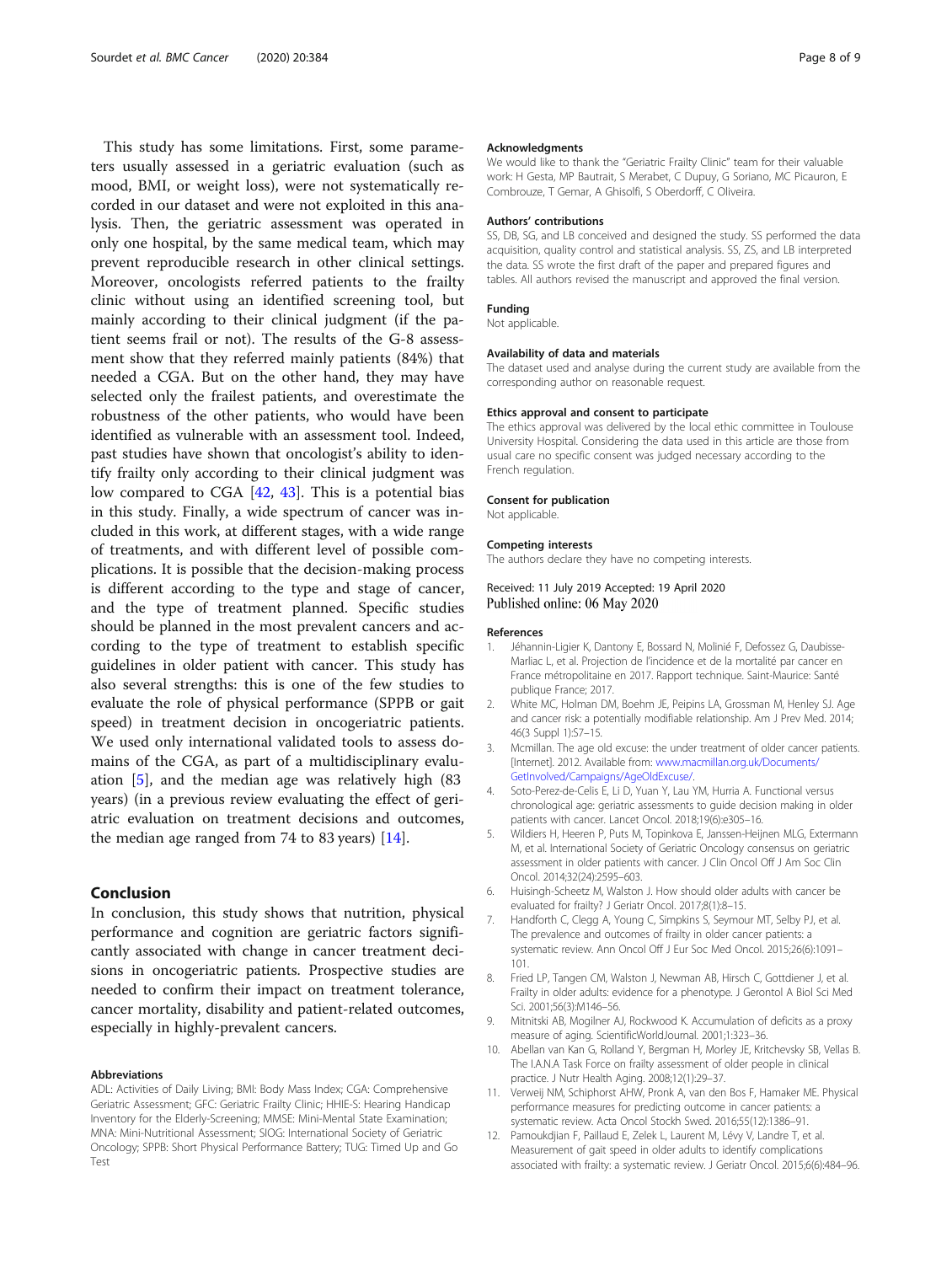This study has some limitations. First, some parameters usually assessed in a geriatric evaluation (such as mood, BMI, or weight loss), were not systematically recorded in our dataset and were not exploited in this analysis. Then, the geriatric assessment was operated in only one hospital, by the same medical team, which may prevent reproducible research in other clinical settings. Moreover, oncologists referred patients to the frailty clinic without using an identified screening tool, but mainly according to their clinical judgment (if the patient seems frail or not). The results of the G-8 assessment show that they referred mainly patients (84%) that needed a CGA. But on the other hand, they may have selected only the frailest patients, and overestimate the robustness of the other patients, who would have been identified as vulnerable with an assessment tool. Indeed, past studies have shown that oncologist's ability to identify frailty only according to their clinical judgment was low compared to CGA [42, 43]. This is a potential bias in this study. Finally, a wide spectrum of cancer was included in this work, at different stages, with a wide range of treatments, and with different level of possible complications. It is possible that the decision-making process is different according to the type and stage of cancer, and the type of treatment planned. Specific studies should be planned in the most prevalent cancers and according to the type of treatment to establish specific guidelines in older patient with cancer. This study has also several strengths: this is one of the few studies to evaluate the role of physical performance (SPPB or gait speed) in treatment decision in oncogeriatric patients. We used only international validated tools to assess domains of the CGA, as part of a multidisciplinary evaluation [5], and the median age was relatively high (83 years) (in a previous review evaluating the effect of geriatric evaluation on treatment decisions and outcomes, the median age ranged from 74 to 83 years) [14].

## Conclusion

In conclusion, this study shows that nutrition, physical performance and cognition are geriatric factors significantly associated with change in cancer treatment decisions in oncogeriatric patients. Prospective studies are needed to confirm their impact on treatment tolerance, cancer mortality, disability and patient-related outcomes, especially in highly-prevalent cancers.

#### Abbreviations

ADL: Activities of Daily Living; BMI: Body Mass Index; CGA: Comprehensive Geriatric Assessment; GFC: Geriatric Frailty Clinic; HHIE-S: Hearing Handicap Inventory for the Elderly-Screening; MMSE: Mini-Mental State Examination; MNA: Mini-Nutritional Assessment; SIOG: International Society of Geriatric Oncology; SPPB: Short Physical Performance Battery; TUG: Timed Up and Go Test

#### Acknowledgments

We would like to thank the "Geriatric Frailty Clinic" team for their valuable work: H Gesta, MP Bautrait, S Merabet, C Dupuy, G Soriano, MC Picauron, E Combrouze, T Gemar, A Ghisolfi, S Oberdorff, C Oliveira.

#### Authors' contributions

SS, DB, SG, and LB conceived and designed the study. SS performed the data acquisition, quality control and statistical analysis. SS, ZS, and LB interpreted the data. SS wrote the first draft of the paper and prepared figures and tables. All authors revised the manuscript and approved the final version.

#### Funding

Not applicable.

#### Availability of data and materials

The dataset used and analyse during the current study are available from the corresponding author on reasonable request.

#### Ethics approval and consent to participate

The ethics approval was delivered by the local ethic committee in Toulouse University Hospital. Considering the data used in this article are those from usual care no specific consent was judged necessary according to the French regulation.

#### Consent for publication

Not applicable.

#### Competing interests

The authors declare they have no competing interests.

Received: 11 July 2019 Accepted: 19 April 2020
Published online: 06 May 2020

#### References

1. Jéhannin-Ligier K, Dantony E, Bossard N, Molinié F, Defossez G, Daubisse-Marliac L, et al. Projection de l'incidence et de la mortalité par cancer en France métropolitaine en 2017. Rapport technique. Saint-Maurice: Santé publique France; 2017.
2. White MC, Holman DM, Boehm JE, Peipins LA, Grossman M, Henley SJ. Age and cancer risk: a potentially modifiable relationship. Am J Prev Med. 2014; 46(3 Suppl 1):S7–15.
3. Mcmillan. The age old excuse: the under treatment of older cancer patients. [Internet]. 2012. Available from: www.macmillan.org.uk/Documents/GetInvolved/Campaigns/AgeOldExcuse/.
4. Soto-Perez-de-Celis E, Li D, Yuan Y, Lau YM, Hurria A. Functional versus chronological age: geriatric assessments to guide decision making in older patients with cancer. Lancet Oncol. 2018;19(6):e305–16.
5. Wildiers H, Heeren P, Puts M, Topinkova E, Janssen-Heijnen MLG, Extermann M, et al. International Society of Geriatric Oncology consensus on geriatric assessment in older patients with cancer. J Clin Oncol Off J Am Soc Clin Oncol. 2014;32(24):2595–603.
6. Huisingh-Scheetz M, Walston J. How should older adults with cancer be evaluated for frailty? J Geriatr Oncol. 2017;8(1):8–15.
7. Handforth C, Clegg A, Young C, Simpkins S, Seymour MT, Selby PJ, et al. The prevalence and outcomes of frailty in older cancer patients: a systematic review. Ann Oncol Off J Eur Soc Med Oncol. 2015;26(6):1091–101.
8. Fried LP, Tangen CM, Walston J, Newman AB, Hirsch C, Gottdiener J, et al. Frailty in older adults: evidence for a phenotype. J Gerontol A Biol Sci Med Sci. 2001;56(3):M146–56.
9. Mitnitski AB, Mogilner AJ, Rockwood K. Accumulation of deficits as a proxy measure of aging. ScientificWorldJournal. 2001;1:323–36.
10. Abellan van Kan G, Rolland Y, Bergman H, Morley JE, Kritchevsky SB, Vellas B. The I.A.N.A Task Force on frailty assessment of older people in clinical practice. J Nutr Health Aging. 2008;12(1):29–37.
11. Verweij NM, Schiphorst AHW, Pronk A, van den Bos F, Hamaker ME. Physical performance measures for predicting outcome in cancer patients: a systematic review. Acta Oncol Stockh Swed. 2016;55(12):1386–91.
12. Pamoukdjian F, Paillaud E, Zelek L, Laurent M, Lévy V, Landre T, et al. Measurement of gait speed in older adults to identify complications associated with frailty: a systematic review. J Geriatr Oncol. 2015;6(6):484–96.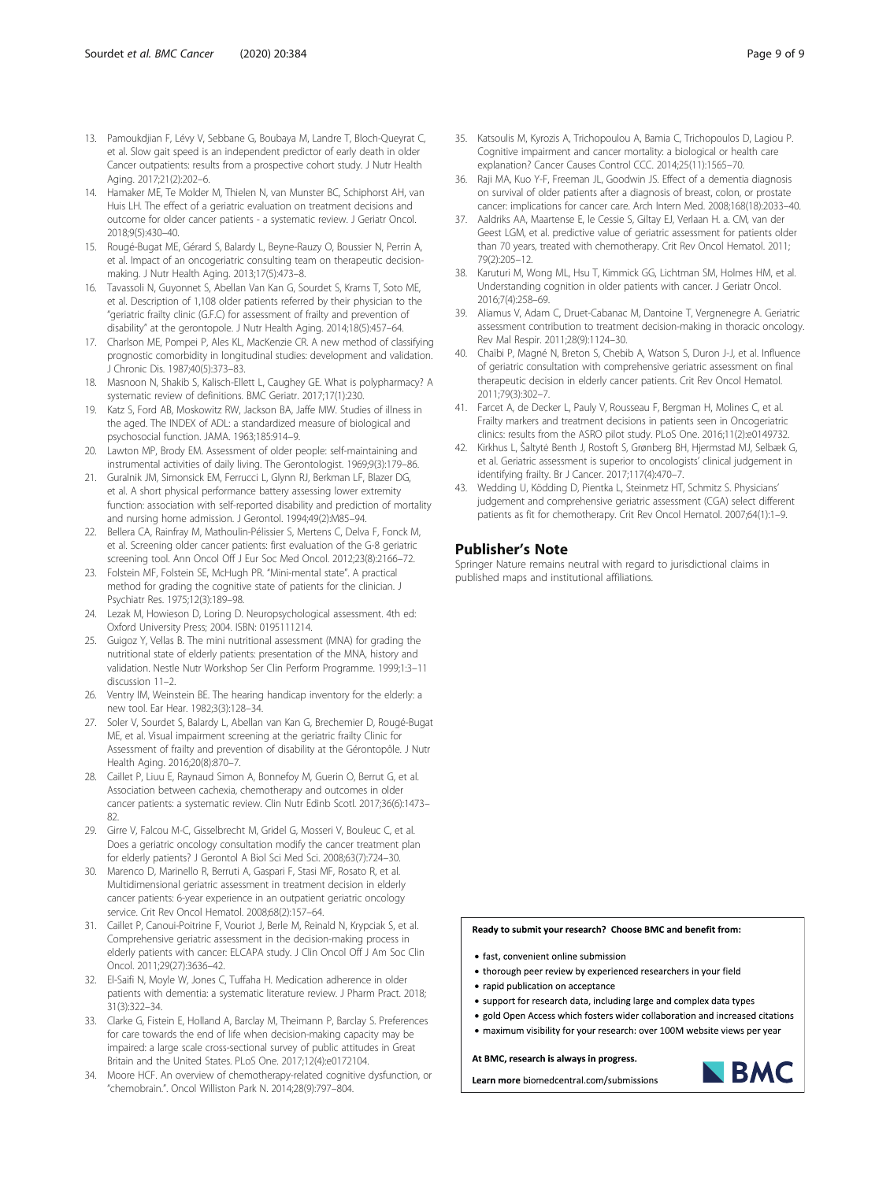13. Pamoukdjian F, Lévy V, Sebbane G, Boubaya M, Landre T, Bloch-Queyrat C, et al. Slow gait speed is an independent predictor of early death in older Cancer outpatients: results from a prospective cohort study. J Nutr Health Aging. 2017;21(2):202–6.
14. Hamaker ME, Te Molder M, Thielen N, van Munster BC, Schiphorst AH, van Huis LH. The effect of a geriatric evaluation on treatment decisions and outcome for older cancer patients - a systematic review. J Geriatr Oncol. 2018;9(5):430–40.
15. Rougé-Bugat ME, Gérard S, Balardy L, Beyne-Rauzy O, Boussier N, Perrin A, et al. Impact of an oncogeriatric consulting team on therapeutic decision-making. J Nutr Health Aging. 2013;17(5):473–8.
16. Tavassoli N, Guyonnet S, Abellan Van Kan G, Sourdet S, Krams T, Soto ME, et al. Description of 1,108 older patients referred by their physician to the "geriatric frailty clinic (G.F.C) for assessment of frailty and prevention of disability" at the gerontopole. J Nutr Health Aging. 2014;18(5):457–64.
17. Charlson ME, Pompei P, Ales KL, MacKenzie CR. A new method of classifying prognostic comorbidity in longitudinal studies: development and validation. J Chronic Dis. 1987;40(5):373–83.
18. Masnoon N, Shakib S, Kalisch-Ellett L, Caughey GE. What is polypharmacy? A systematic review of definitions. BMC Geriatr. 2017;17(1):230.
19. Katz S, Ford AB, Moskowitz RW, Jackson BA, Jaffe MW. Studies of illness in the aged. The INDEX of ADL: a standardized measure of biological and psychosocial function. JAMA. 1963;185:914–9.
20. Lawton MP, Brody EM. Assessment of older people: self-maintaining and instrumental activities of daily living. The Gerontologist. 1969;9(3):179–86.
21. Guralnik JM, Simonsick EM, Ferrucci L, Glynn RJ, Berkman LF, Blazer DG, et al. A short physical performance battery assessing lower extremity function: association with self-reported disability and prediction of mortality and nursing home admission. J Gerontol. 1994;49(2):M85–94.
22. Bellera CA, Rainfray M, Mathoulin-Pélissier S, Mertens C, Delva F, Fonck M, et al. Screening older cancer patients: first evaluation of the G-8 geriatric screening tool. Ann Oncol Off J Eur Soc Med Oncol. 2012;23(8):2166–72.
23. Folstein MF, Folstein SE, McHugh PR. "Mini-mental state". A practical method for grading the cognitive state of patients for the clinician. J Psychiatr Res. 1975;12(3):189–98.
24. Lezak M, Howieson D, Loring D. Neuropsychological assessment. 4th ed: Oxford University Press; 2004. ISBN: 0195111214.
25. Guigoz Y, Vellas B. The mini nutritional assessment (MNA) for grading the nutritional state of elderly patients: presentation of the MNA, history and validation. Nestle Nutr Workshop Ser Clin Perform Programme. 1999;1:3–11 discussion 11–2.
26. Ventry IM, Weinstein BE. The hearing handicap inventory for the elderly: a new tool. Ear Hear. 1982;3(3):128–34.
27. Soler V, Sourdet S, Balardy L, Abellan van Kan G, Brechemier D, Rougé-Bugat ME, et al. Visual impairment screening at the geriatric frailty Clinic for Assessment of frailty and prevention of disability at the Gérontopôle. J Nutr Health Aging. 2016;20(8):870–7.
28. Caillet P, Liuu E, Raynaud Simon A, Bonnefoy M, Guerin O, Berrut G, et al. Association between cachexia, chemotherapy and outcomes in older cancer patients: a systematic review. Clin Nutr Edinb Scotl. 2017;36(6):1473–82.
29. Girre V, Falcou M-C, Gisselbrecht M, Gridel G, Mosseri V, Bouleuc C, et al. Does a geriatric oncology consultation modify the cancer treatment plan for elderly patients? J Gerontol A Biol Sci Med Sci. 2008;63(7):724–30.
30. Marenco D, Marinello R, Berruti A, Gaspari F, Stasi MF, Rosato R, et al. Multidimensional geriatric assessment in treatment decision in elderly cancer patients: 6-year experience in an outpatient geriatric oncology service. Crit Rev Oncol Hematol. 2008;68(2):157–64.
31. Caillet P, Canoui-Poitrine F, Vouriot J, Berle M, Reinald N, Krypciak S, et al. Comprehensive geriatric assessment in the decision-making process in elderly patients with cancer: ELCAPA study. J Clin Oncol Off J Am Soc Clin Oncol. 2011;29(27):3636–42.
32. El-Saifi N, Moyle W, Jones C, Tuffaha H. Medication adherence in older patients with dementia: a systematic literature review. J Pharm Pract. 2018;31(3):322–34.
33. Clarke G, Fistein E, Holland A, Barclay M, Theimann P, Barclay S. Preferences for care towards the end of life when decision-making capacity may be impaired: a large scale cross-sectional survey of public attitudes in Great Britain and the United States. PLoS One. 2017;12(4):e0172104.
34. Moore HCF. An overview of chemotherapy-related cognitive dysfunction, or "chemobrain.". Oncol Williston Park N. 2014;28(9):797–804.
35. Katsoulis M, Kyrozis A, Trichopoulou A, Bamia C, Trichopoulos D, Lagiou P. Cognitive impairment and cancer mortality: a biological or health care explanation? Cancer Causes Control CCC. 2014;25(11):1565–70.
36. Raji MA, Kuo Y-F, Freeman JL, Goodwin JS. Effect of a dementia diagnosis on survival of older patients after a diagnosis of breast, colon, or prostate cancer: implications for cancer care. Arch Intern Med. 2008;168(18):2033–40.
37. Aaldriks AA, Maartense E, le Cessie S, Giltay EJ, Verlaan H. a. CM, van der Geest LGM, et al. predictive value of geriatric assessment for patients older than 70 years, treated with chemotherapy. Crit Rev Oncol Hematol. 2011;79(2):205–12.
38. Karuturi M, Wong ML, Hsu T, Kimmick GG, Lichtman SM, Holmes HM, et al. Understanding cognition in older patients with cancer. J Geriatr Oncol. 2016;7(4):258–69.
39. Aliamus V, Adam C, Druet-Cabanac M, Dantoine T, Vergnenegre A. Geriatric assessment contribution to treatment decision-making in thoracic oncology. Rev Mal Respir. 2011;28(9):1124–30.
40. Chaïbi P, Magné N, Breton S, Chebib A, Watson S, Duron J-J, et al. Influence of geriatric consultation with comprehensive geriatric assessment on final therapeutic decision in elderly cancer patients. Crit Rev Oncol Hematol. 2011;79(3):302–7.
41. Farcet A, de Decker L, Pauly V, Rousseau F, Bergman H, Molines C, et al. Frailty markers and treatment decisions in patients seen in Oncogeriatric clinics: results from the ASRO pilot study. PLoS One. 2016;11(2):e0149732.
42. Kirkhus L, Šaltytė Benth J, Rostoft S, Grønberg BH, Hjermstad MJ, Selbæk G, et al. Geriatric assessment is superior to oncologists' clinical judgement in identifying frailty. Br J Cancer. 2017;117(4):470–7.
43. Wedding U, Ködding D, Pientka L, Steinmetz HT, Schmitz S. Physicians' judgement and comprehensive geriatric assessment (CGA) select different patients as fit for chemotherapy. Crit Rev Oncol Hematol. 2007;64(1):1–9.

## Publisher's Note

Springer Nature remains neutral with regard to jurisdictional claims in published maps and institutional affiliations.

**Ready to submit your research? Choose BMC and benefit from:**

- fast, convenient online submission
- thorough peer review by experienced researchers in your field
- rapid publication on acceptance
- support for research data, including large and complex data types
- gold Open Access which fosters wider collaboration and increased citations
- maximum visibility for your research: over 100M website views per year

**At BMC, research is always in progress.**

**Learn more** biomedcentral.com/submissions

BMC